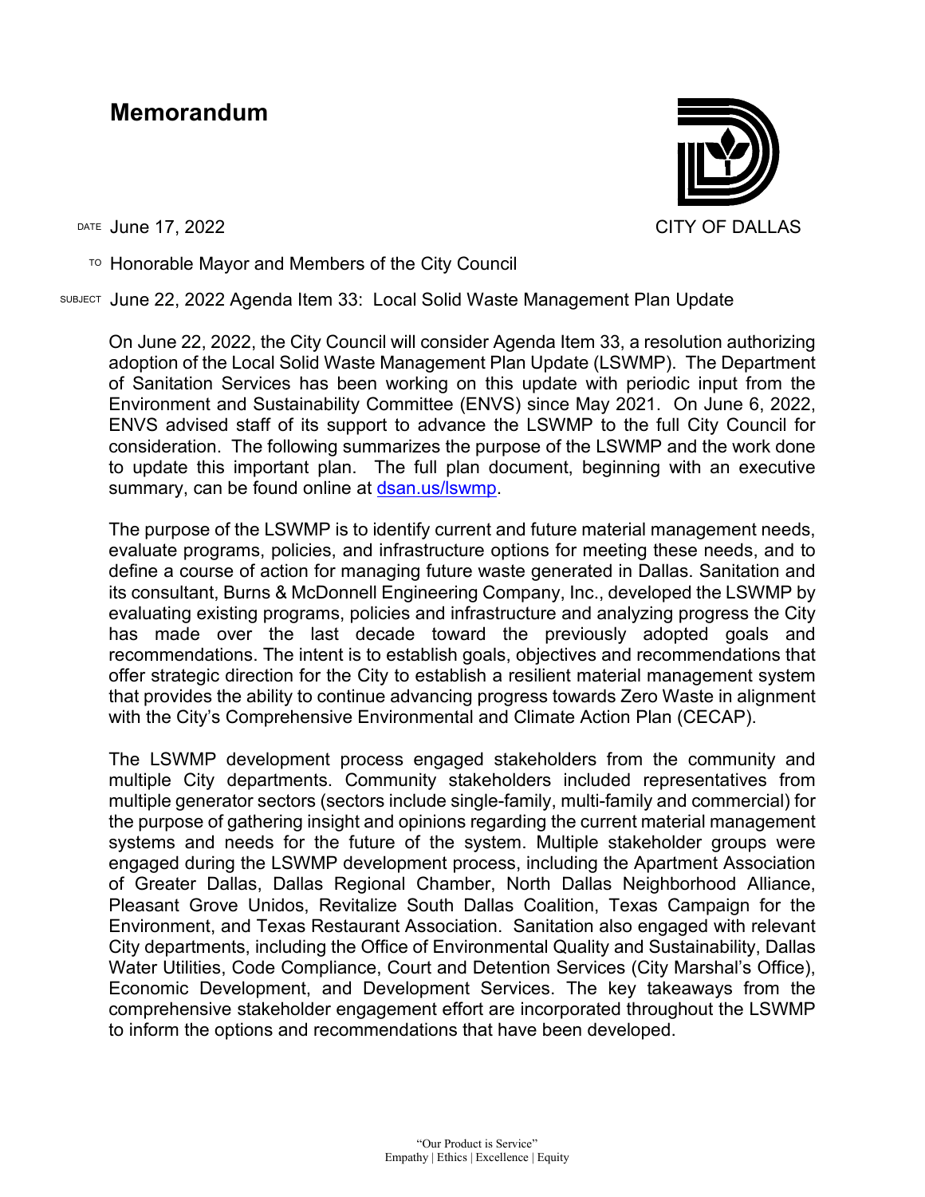# Memorandum

CITY OF DALLAS

DATE June 17, 2022

TO Honorable Mayor and Members of the City Council

SUBJECT June 22, 2022 Agenda Item 33: Local Solid Waste Management Plan Update

On June 22, 2022, the City Council will consider Agenda Item 33, a resolution authorizing adoption of the Local Solid Waste Management Plan Update (LSWMP). The Department of Sanitation Services has been working on this update with periodic input from the Environment and Sustainability Committee (ENVS) since May 2021. On June 6, 2022, ENVS advised staff of its support to advance the LSWMP to the full City Council for consideration. The following summarizes the purpose of the LSWMP and the work done to update this important plan. The full plan document, beginning with an executive summary, can be found online at [dsan.us/lswmp](dsan.us/lswmp).

The purpose of the LSWMP is to identify current and future material management needs, evaluate programs, policies, and infrastructure options for meeting these needs, and to define a course of action for managing future waste generated in Dallas. Sanitation and its consultant, Burns & McDonnell Engineering Company, Inc., developed the LSWMP by evaluating existing programs, policies and infrastructure and analyzing progress the City has made over the last decade toward the previously adopted goals and recommendations. The intent is to establish goals, objectives and recommendations that offer strategic direction for the City to establish a resilient material management system that provides the ability to continue advancing progress towards Zero Waste in alignment with the City's Comprehensive Environmental and Climate Action Plan (CECAP).

The LSWMP development process engaged stakeholders from the community and multiple City departments. Community stakeholders included representatives from multiple generator sectors (sectors include single-family, multi-family and commercial) for the purpose of gathering insight and opinions regarding the current material management systems and needs for the future of the system. Multiple stakeholder groups were engaged during the LSWMP development process, including the Apartment Association of Greater Dallas, Dallas Regional Chamber, North Dallas Neighborhood Alliance, Pleasant Grove Unidos, Revitalize South Dallas Coalition, Texas Campaign for the Environment, and Texas Restaurant Association. Sanitation also engaged with relevant City departments, including the Office of Environmental Quality and Sustainability, Dallas Water Utilities, Code Compliance, Court and Detention Services (City Marshal's Office), Economic Development, and Development Services. The key takeaways from the comprehensive stakeholder engagement effort are incorporated throughout the LSWMP to inform the options and recommendations that have been developed.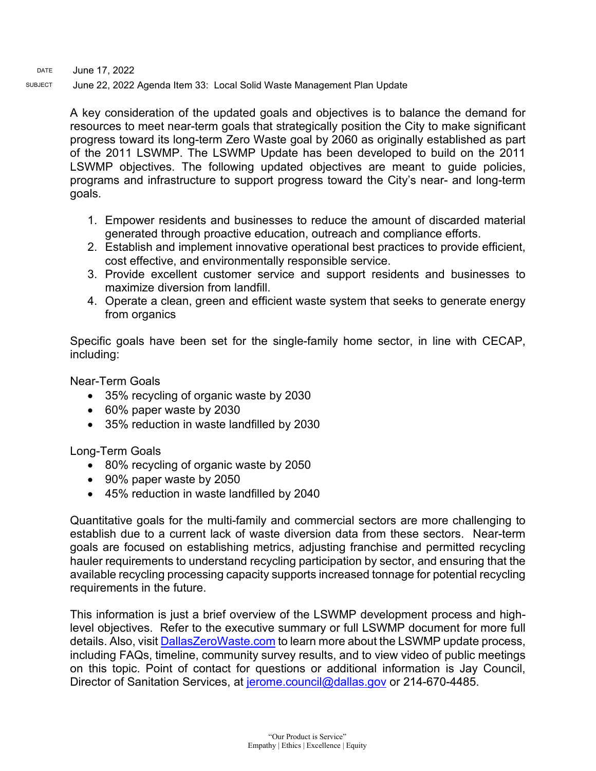DATE June 17, 2022

SUBJECT June 22, 2022 Agenda Item 33: Local Solid Waste Management Plan Update

A key consideration of the updated goals and objectives is to balance the demand for resources to meet near-term goals that strategically position the City to make significant progress toward its long-term Zero Waste goal by 2060 as originally established as part of the 2011 LSWMP. The LSWMP Update has been developed to build on the 2011 LSWMP objectives. The following updated objectives are meant to guide policies, programs and infrastructure to support progress toward the City's near- and long-term goals.

1. Empower residents and businesses to reduce the amount of discarded material generated through proactive education, outreach and compliance efforts.
2. Establish and implement innovative operational best practices to provide efficient, cost effective, and environmentally responsible service.
3. Provide excellent customer service and support residents and businesses to maximize diversion from landfill.
4. Operate a clean, green and efficient waste system that seeks to generate energy from organics

Specific goals have been set for the single-family home sector, in line with CECAP, including:

Near-Term Goals

- 35% recycling of organic waste by 2030
- 60% paper waste by 2030
- 35% reduction in waste landfilled by 2030

Long-Term Goals

- 80% recycling of organic waste by 2050
- 90% paper waste by 2050
- 45% reduction in waste landfilled by 2040

Quantitative goals for the multi-family and commercial sectors are more challenging to establish due to a current lack of waste diversion data from these sectors. Near-term goals are focused on establishing metrics, adjusting franchise and permitted recycling hauler requirements to understand recycling participation by sector, and ensuring that the available recycling processing capacity supports increased tonnage for potential recycling requirements in the future.

This information is just a brief overview of the LSWMP development process and high-level objectives. Refer to the executive summary or full LSWMP document for more full details. Also, visit [DallasZeroWaste.com](DallasZeroWaste.com) to learn more about the LSWMP update process, including FAQs, timeline, community survey results, and to view video of public meetings on this topic. Point of contact for questions or additional information is Jay Council, Director of Sanitation Services, at [jerome.council@dallas.gov](mailto:jerome.council@dallas.gov) or 214-670-4485.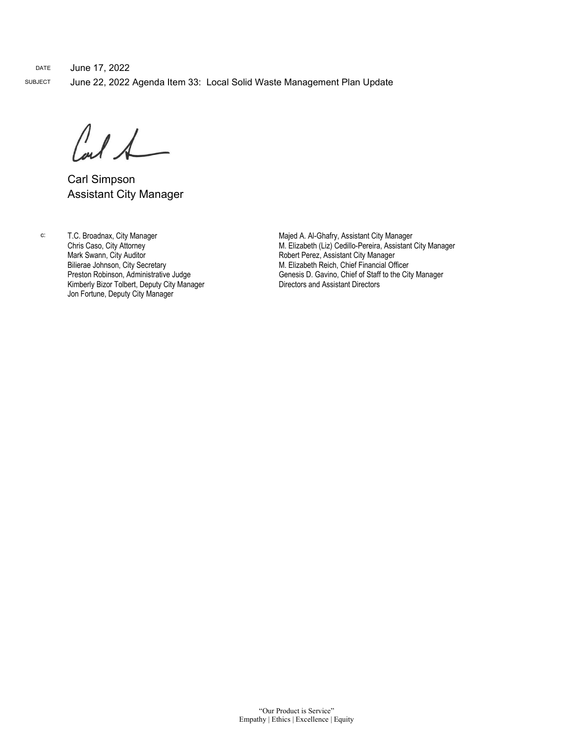DATE June 17, 2022

SUBJECT June 22, 2022 Agenda Item 33: Local Solid Waste Management Plan Update

Carl Simpson
Assistant City Manager

c: T.C. Broadnax, City Manager
Chris Caso, City Attorney
Mark Swann, City Auditor
Bilierae Johnson, City Secretary
Preston Robinson, Administrative Judge
Kimberly Bizor Tolbert, Deputy City Manager
Jon Fortune, Deputy City Manager
Majed A. Al-Ghafry, Assistant City Manager
M. Elizabeth (Liz) Cedillo-Pereira, Assistant City Manager
Robert Perez, Assistant City Manager
M. Elizabeth Reich, Chief Financial Officer
Genesis D. Gavino, Chief of Staff to the City Manager
Directors and Assistant Directors

"Our Product is Service"
Empathy | Ethics | Excellence | Equity